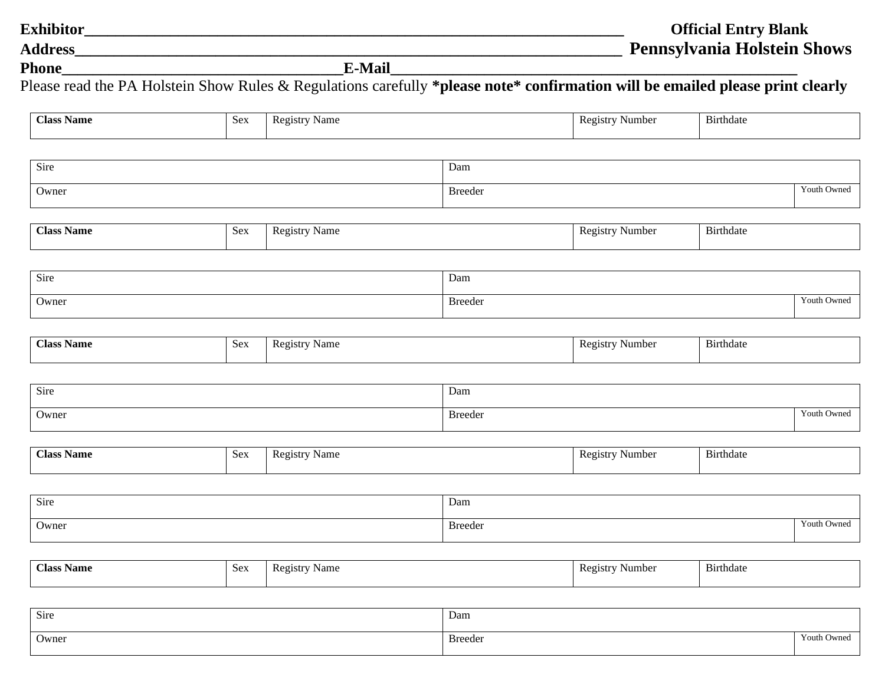**Exhibitor**\_\_\_\_\_\_\_\_\_\_\_\_\_\_\_\_\_\_\_\_\_\_\_\_\_\_\_\_\_\_\_\_\_\_\_\_\_\_\_\_\_\_\_\_\_\_\_\_\_\_\_\_\_\_\_\_\_\_\_\_\_\_\_\_\_\_\_\_ **Official Entry Blank**

**Address**\_\_\_\_\_\_\_\_\_\_\_\_\_\_\_\_\_\_\_\_\_\_\_\_\_\_\_\_\_\_\_\_\_\_\_\_\_\_\_\_\_\_\_\_\_\_\_\_\_\_\_\_\_\_\_\_\_\_\_\_\_\_\_\_\_\_\_\_\_ **Pennsylvania Holstein Shows**

**Phone**\_\_\_\_\_\_\_\_\_\_\_\_\_\_\_\_\_\_\_\_\_\_\_\_\_\_\_\_\_\_\_\_\_\_\_\_\_**E-Mail**\_\_\_\_\_\_\_\_\_\_\_\_\_\_\_\_\_\_\_\_\_\_\_\_\_\_\_\_\_\_\_\_\_\_\_\_\_\_\_\_\_\_\_\_\_\_\_\_\_\_

Please read the PA Holstein Show Rules & Regulations carefully **\*please note\* confirmation will be emailed please print clearly**

| **Class Name** | Sex | Registry Name | Registry Number | Birthdate |
|---|---|---|---|---|
| | | | | |

| Sire | Dam | |
|---|---|---|
| Owner | Breeder | Youth Owned |

| **Class Name** | Sex | Registry Name | Registry Number | Birthdate |
|---|---|---|---|---|
| | | | | |

| Sire | Dam | |
|---|---|---|
| Owner | Breeder | Youth Owned |

| **Class Name** | Sex | Registry Name | Registry Number | Birthdate |
|---|---|---|---|---|
| | | | | |

| Sire | Dam | |
|---|---|---|
| Owner | Breeder | Youth Owned |

| **Class Name** | Sex | Registry Name | Registry Number | Birthdate |
|---|---|---|---|---|
| | | | | |

| Sire | Dam | |
|---|---|---|
| Owner | Breeder | Youth Owned |

| **Class Name** | Sex | Registry Name | Registry Number | Birthdate |
|---|---|---|---|---|
| | | | | |

| Sire | Dam | |
|---|---|---|
| Owner | Breeder | Youth Owned |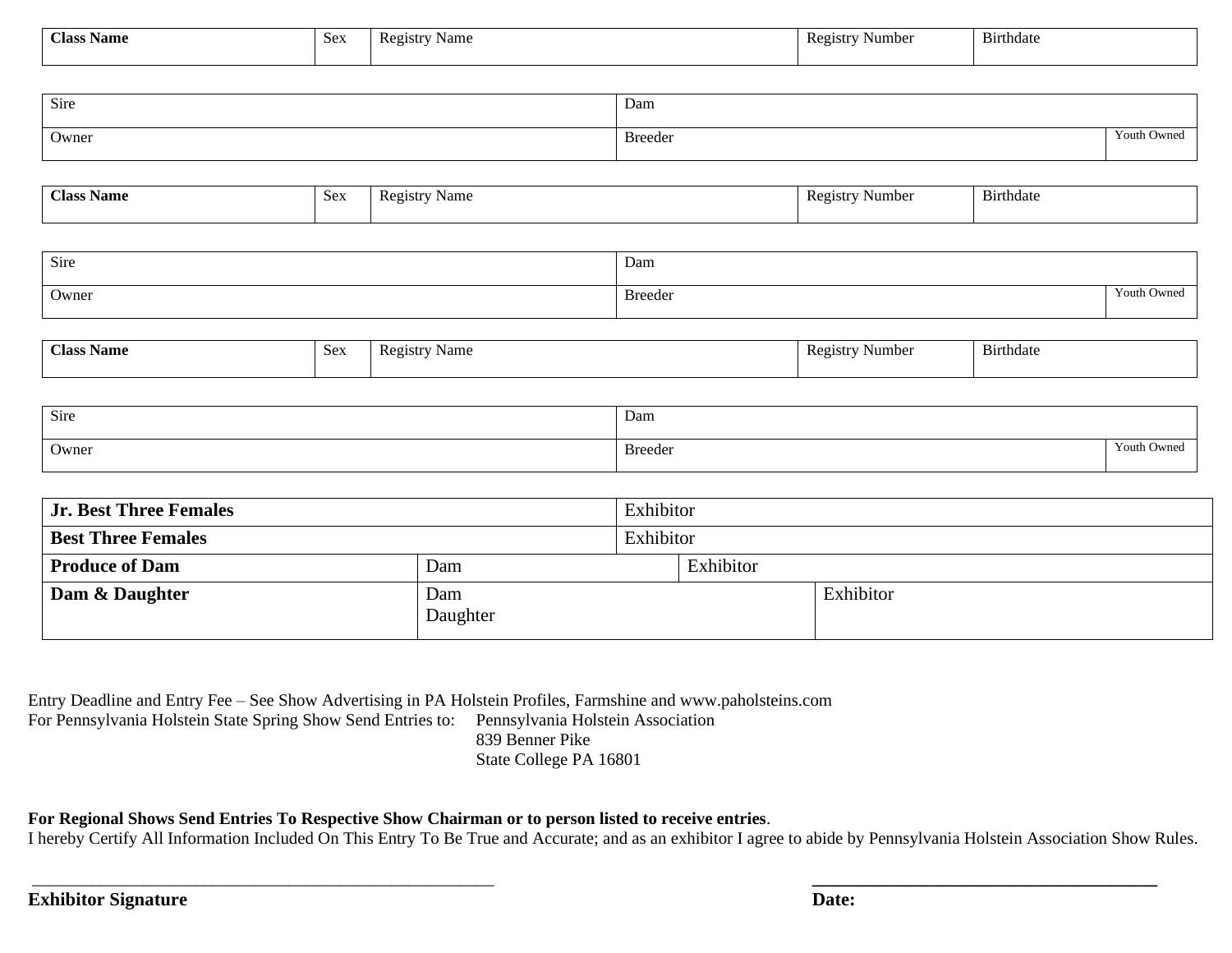| Class Name | Sex | Registry Name | Registry Number | Birthdate |
|---|---|---|---|---|
| | | | | |

| Sire | Dam | |
|---|---|---|
| Owner | Breeder | Youth Owned |

| Class Name | Sex | Registry Name | Registry Number | Birthdate |
|---|---|---|---|---|
| | | | | |

| Sire | Dam | |
|---|---|---|
| Owner | Breeder | Youth Owned |

| Class Name | Sex | Registry Name | Registry Number | Birthdate |
|---|---|---|---|---|
| | | | | |

| Sire | Dam | |
|---|---|---|
| Owner | Breeder | Youth Owned |

| | | |
|---|---|---|
| **Jr. Best Three Females** | | Exhibitor |
| **Best Three Females** | | Exhibitor |
| **Produce of Dam** | Dam | Exhibitor |
| **Dam & Daughter** | Dam<br>Daughter | Exhibitor |

Entry Deadline and Entry Fee – See Show Advertising in PA Holstein Profiles, Farmshine and www.paholsteins.com
For Pennsylvania Holstein State Spring Show Send Entries to: Pennsylvania Holstein Association
839 Benner Pike
State College PA 16801

**For Regional Shows Send Entries To Respective Show Chairman or to person listed to receive entries**.
I hereby Certify All Information Included On This Entry To Be True and Accurate; and as an exhibitor I agree to abide by Pennsylvania Holstein Association Show Rules.

______________________________________________________ **Exhibitor Signature**

________________________________________ **Date:**